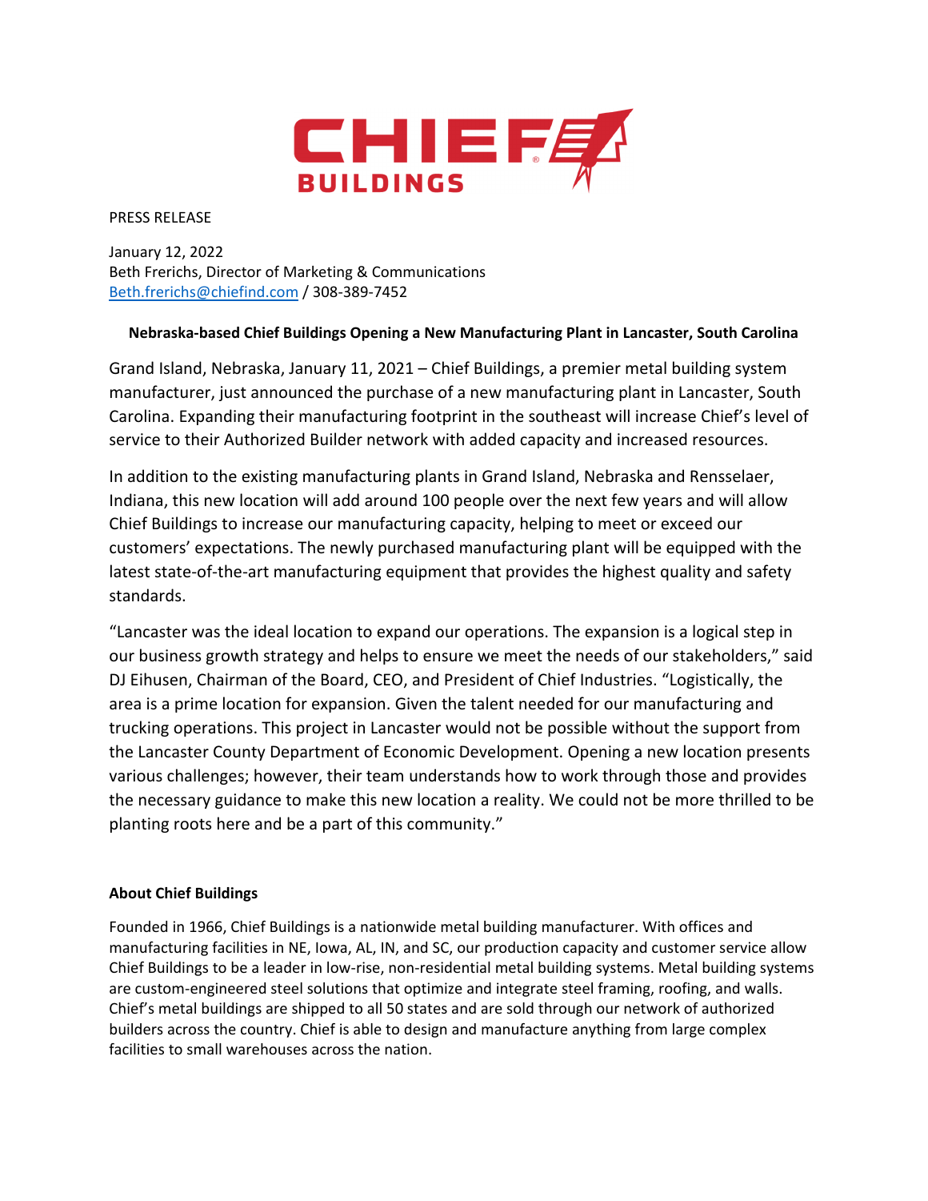CHIEF BUILDINGS

PRESS RELEASE

January 12, 2022
Beth Frerichs, Director of Marketing & Communications
Beth.frerichs@chiefind.com / 308-389-7452

**Nebraska-based Chief Buildings Opening a New Manufacturing Plant in Lancaster, South Carolina**

Grand Island, Nebraska, January 11, 2021 – Chief Buildings, a premier metal building system manufacturer, just announced the purchase of a new manufacturing plant in Lancaster, South Carolina. Expanding their manufacturing footprint in the southeast will increase Chief's level of service to their Authorized Builder network with added capacity and increased resources.

In addition to the existing manufacturing plants in Grand Island, Nebraska and Rensselaer, Indiana, this new location will add around 100 people over the next few years and will allow Chief Buildings to increase our manufacturing capacity, helping to meet or exceed our customers' expectations. The newly purchased manufacturing plant will be equipped with the latest state-of-the-art manufacturing equipment that provides the highest quality and safety standards.

"Lancaster was the ideal location to expand our operations. The expansion is a logical step in our business growth strategy and helps to ensure we meet the needs of our stakeholders," said DJ Eihusen, Chairman of the Board, CEO, and President of Chief Industries. "Logistically, the area is a prime location for expansion. Given the talent needed for our manufacturing and trucking operations. This project in Lancaster would not be possible without the support from the Lancaster County Department of Economic Development. Opening a new location presents various challenges; however, their team understands how to work through those and provides the necessary guidance to make this new location a reality. We could not be more thrilled to be planting roots here and be a part of this community."

**About Chief Buildings**

Founded in 1966, Chief Buildings is a nationwide metal building manufacturer. With offices and manufacturing facilities in NE, Iowa, AL, IN, and SC, our production capacity and customer service allow Chief Buildings to be a leader in low-rise, non-residential metal building systems. Metal building systems are custom-engineered steel solutions that optimize and integrate steel framing, roofing, and walls. Chief's metal buildings are shipped to all 50 states and are sold through our network of authorized builders across the country. Chief is able to design and manufacture anything from large complex facilities to small warehouses across the nation.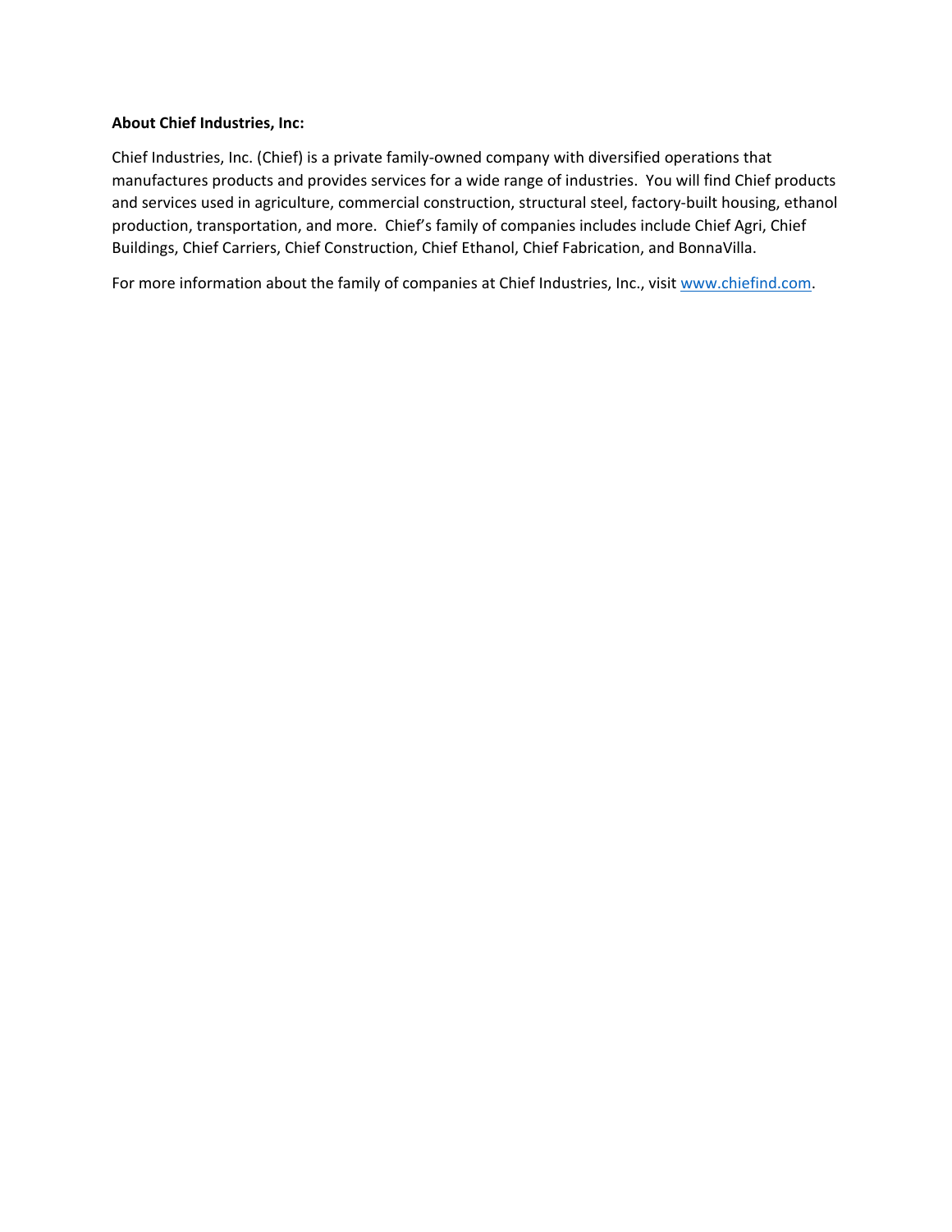**About Chief Industries, Inc:**

Chief Industries, Inc. (Chief) is a private family-owned company with diversified operations that manufactures products and provides services for a wide range of industries. You will find Chief products and services used in agriculture, commercial construction, structural steel, factory-built housing, ethanol production, transportation, and more. Chief's family of companies includes include Chief Agri, Chief Buildings, Chief Carriers, Chief Construction, Chief Ethanol, Chief Fabrication, and BonnaVilla.

For more information about the family of companies at Chief Industries, Inc., visit [www.chiefind.com](http://www.chiefind.com).